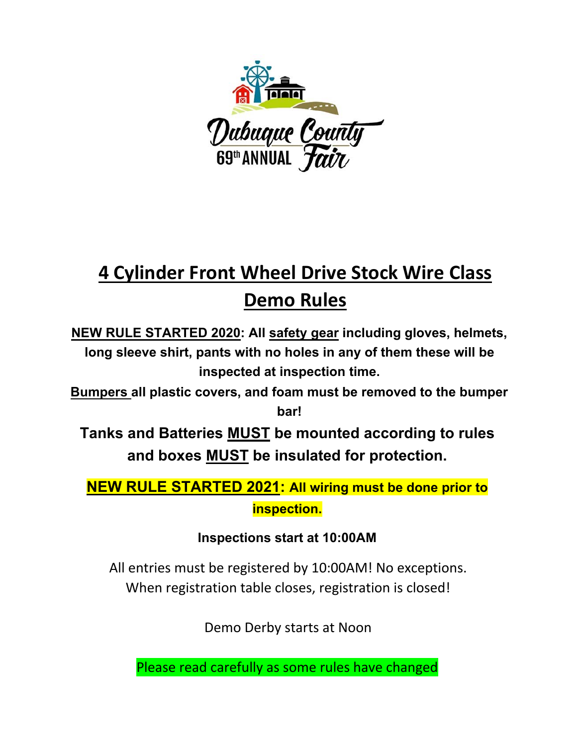Dubuque County 69th ANNUAL Fair

# 4 Cylinder Front Wheel Drive Stock Wire Class Demo Rules

**NEW RULE STARTED 2020: All safety gear including gloves, helmets, long sleeve shirt, pants with no holes in any of them these will be inspected at inspection time.**

**Bumpers all plastic covers, and foam must be removed to the bumper bar!**

**Tanks and Batteries MUST be mounted according to rules and boxes MUST be insulated for protection.**

**NEW RULE STARTED 2021: All wiring must be done prior to inspection.**

**Inspections start at 10:00AM**

All entries must be registered by 10:00AM! No exceptions. When registration table closes, registration is closed!

Demo Derby starts at Noon

Please read carefully as some rules have changed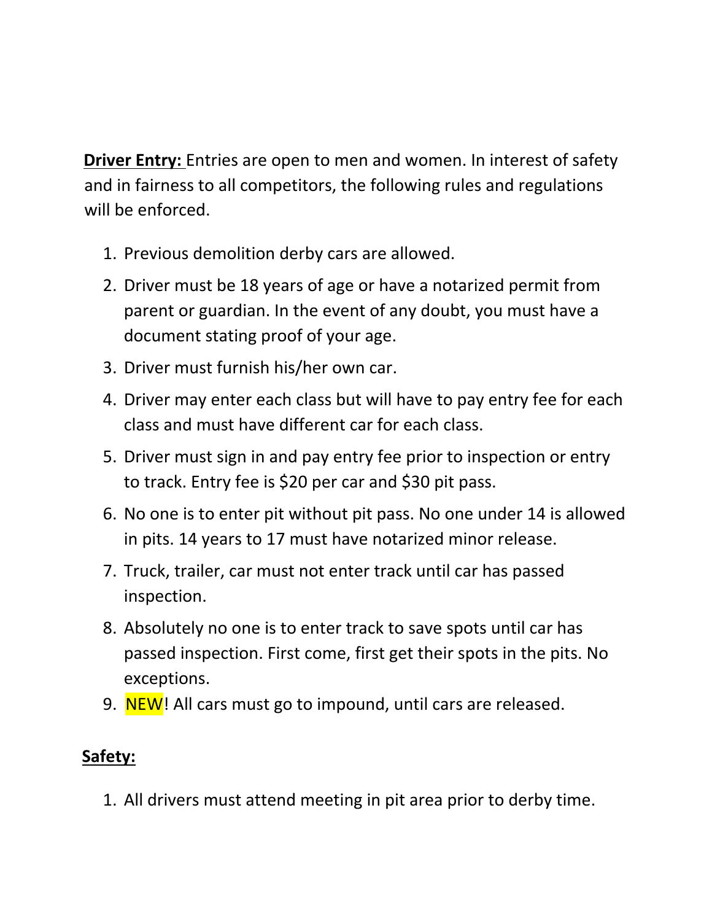**Driver Entry:** Entries are open to men and women. In interest of safety and in fairness to all competitors, the following rules and regulations will be enforced.

1. Previous demolition derby cars are allowed.
2. Driver must be 18 years of age or have a notarized permit from parent or guardian. In the event of any doubt, you must have a document stating proof of your age.
3. Driver must furnish his/her own car.
4. Driver may enter each class but will have to pay entry fee for each class and must have different car for each class.
5. Driver must sign in and pay entry fee prior to inspection or entry to track. Entry fee is $20 per car and $30 pit pass.
6. No one is to enter pit without pit pass. No one under 14 is allowed in pits. 14 years to 17 must have notarized minor release.
7. Truck, trailer, car must not enter track until car has passed inspection.
8. Absolutely no one is to enter track to save spots until car has passed inspection. First come, first get their spots in the pits. No exceptions.
9. NEW! All cars must go to impound, until cars are released.

**Safety:**

1. All drivers must attend meeting in pit area prior to derby time.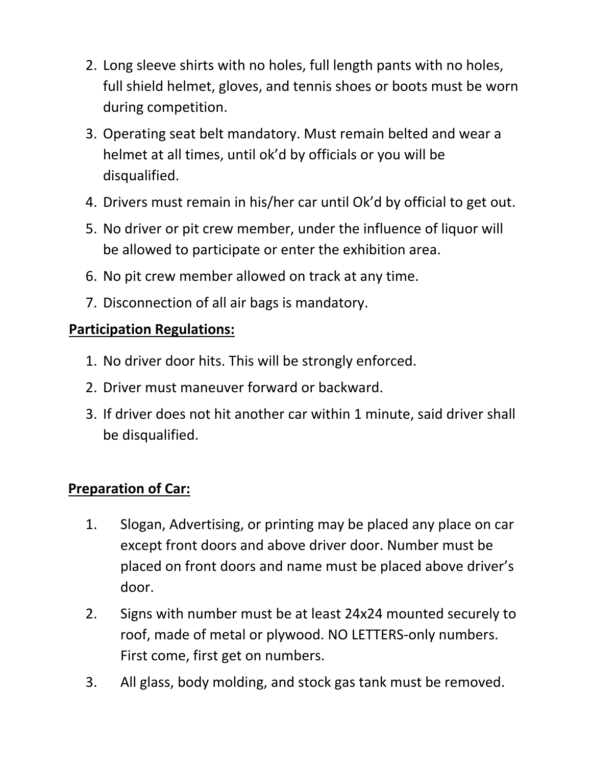2. Long sleeve shirts with no holes, full length pants with no holes, full shield helmet, gloves, and tennis shoes or boots must be worn during competition.
3. Operating seat belt mandatory. Must remain belted and wear a helmet at all times, until ok'd by officials or you will be disqualified.
4. Drivers must remain in his/her car until Ok'd by official to get out.
5. No driver or pit crew member, under the influence of liquor will be allowed to participate or enter the exhibition area.
6. No pit crew member allowed on track at any time.
7. Disconnection of all air bags is mandatory.

**Participation Regulations:**

1. No driver door hits. This will be strongly enforced.
2. Driver must maneuver forward or backward.
3. If driver does not hit another car within 1 minute, said driver shall be disqualified.

**Preparation of Car:**

1. Slogan, Advertising, or printing may be placed any place on car except front doors and above driver door. Number must be placed on front doors and name must be placed above driver's door.
2. Signs with number must be at least 24x24 mounted securely to roof, made of metal or plywood. NO LETTERS-only numbers. First come, first get on numbers.
3. All glass, body molding, and stock gas tank must be removed.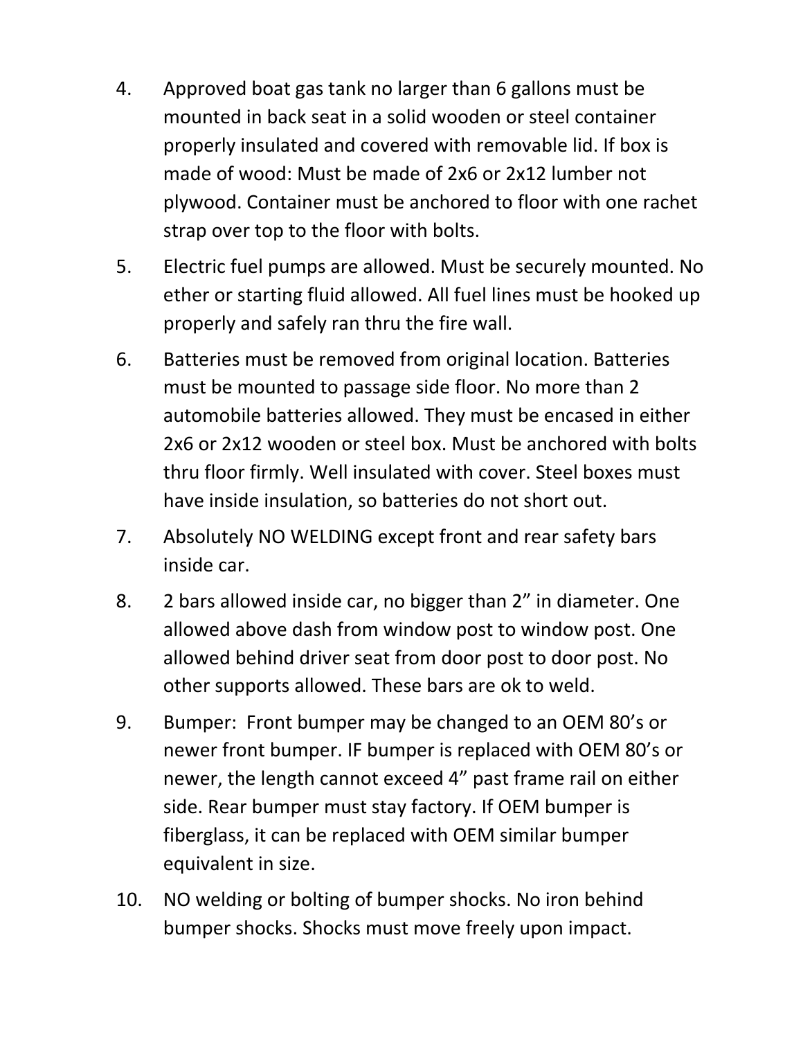4. Approved boat gas tank no larger than 6 gallons must be mounted in back seat in a solid wooden or steel container properly insulated and covered with removable lid. If box is made of wood: Must be made of 2x6 or 2x12 lumber not plywood. Container must be anchored to floor with one rachet strap over top to the floor with bolts.
5. Electric fuel pumps are allowed. Must be securely mounted. No ether or starting fluid allowed. All fuel lines must be hooked up properly and safely ran thru the fire wall.
6. Batteries must be removed from original location. Batteries must be mounted to passage side floor. No more than 2 automobile batteries allowed. They must be encased in either 2x6 or 2x12 wooden or steel box. Must be anchored with bolts thru floor firmly. Well insulated with cover. Steel boxes must have inside insulation, so batteries do not short out.
7. Absolutely NO WELDING except front and rear safety bars inside car.
8. 2 bars allowed inside car, no bigger than 2" in diameter. One allowed above dash from window post to window post. One allowed behind driver seat from door post to door post. No other supports allowed. These bars are ok to weld.
9. Bumper: Front bumper may be changed to an OEM 80's or newer front bumper. IF bumper is replaced with OEM 80's or newer, the length cannot exceed 4" past frame rail on either side. Rear bumper must stay factory. If OEM bumper is fiberglass, it can be replaced with OEM similar bumper equivalent in size.
10. NO welding or bolting of bumper shocks. No iron behind bumper shocks. Shocks must move freely upon impact.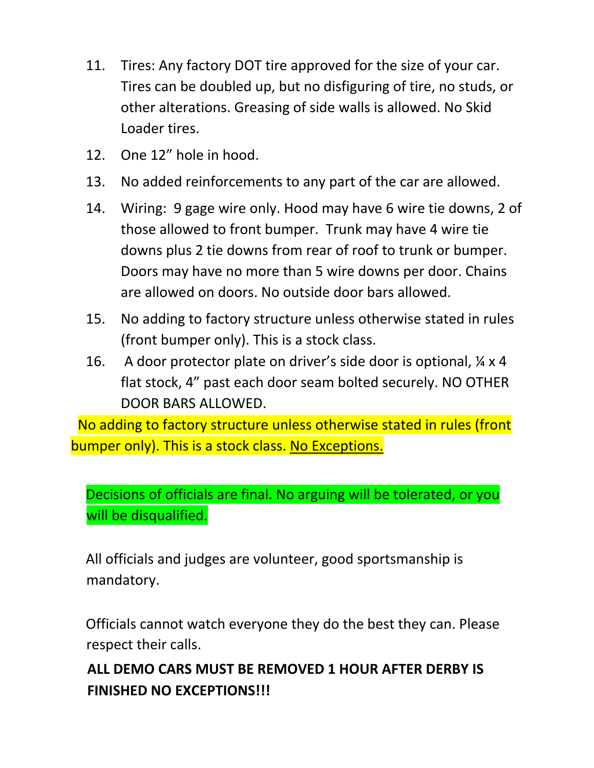11. Tires: Any factory DOT tire approved for the size of your car. Tires can be doubled up, but no disfiguring of tire, no studs, or other alterations. Greasing of side walls is allowed. No Skid Loader tires.
12. One 12" hole in hood.
13. No added reinforcements to any part of the car are allowed.
14. Wiring: 9 gage wire only. Hood may have 6 wire tie downs, 2 of those allowed to front bumper. Trunk may have 4 wire tie downs plus 2 tie downs from rear of roof to trunk or bumper. Doors may have no more than 5 wire downs per door. Chains are allowed on doors. No outside door bars allowed.
15. No adding to factory structure unless otherwise stated in rules (front bumper only). This is a stock class.
16. A door protector plate on driver's side door is optional, ¼ x 4 flat stock, 4" past each door seam bolted securely. NO OTHER DOOR BARS ALLOWED.

No adding to factory structure unless otherwise stated in rules (front bumper only). This is a stock class. <u>No Exceptions.</u>

Decisions of officials are final. No arguing will be tolerated, or you will be disqualified.

All officials and judges are volunteer, good sportsmanship is mandatory.

Officials cannot watch everyone they do the best they can. Please respect their calls.

**ALL DEMO CARS MUST BE REMOVED 1 HOUR AFTER DERBY IS FINISHED NO EXCEPTIONS!!!**